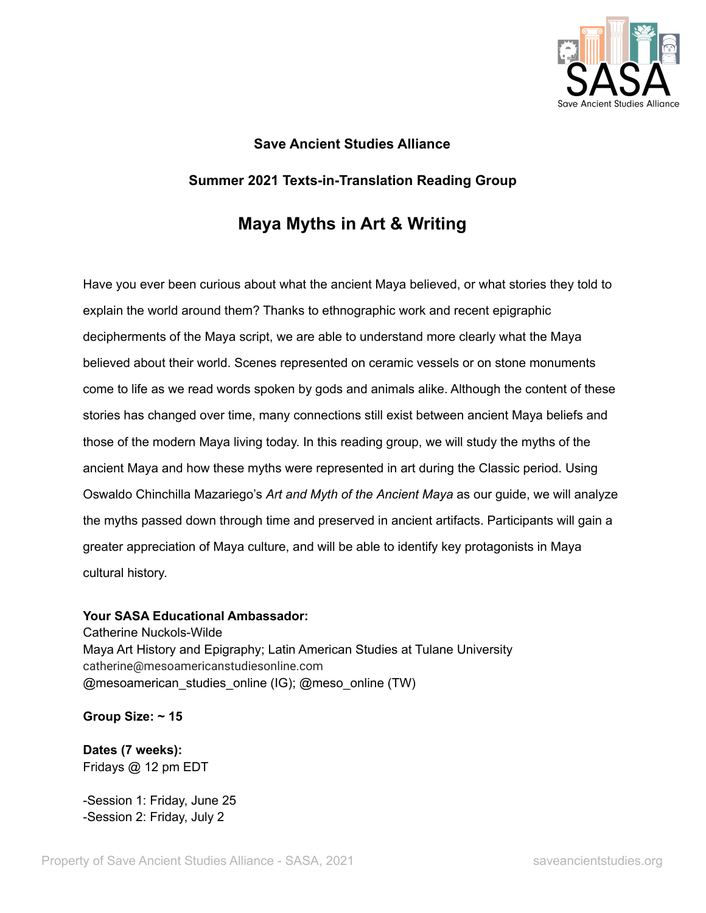**Save Ancient Studies Alliance**

**Summer 2021 Texts-in-Translation Reading Group**

# Maya Myths in Art & Writing

Have you ever been curious about what the ancient Maya believed, or what stories they told to explain the world around them? Thanks to ethnographic work and recent epigraphic decipherments of the Maya script, we are able to understand more clearly what the Maya believed about their world. Scenes represented on ceramic vessels or on stone monuments come to life as we read words spoken by gods and animals alike. Although the content of these stories has changed over time, many connections still exist between ancient Maya beliefs and those of the modern Maya living today. In this reading group, we will study the myths of the ancient Maya and how these myths were represented in art during the Classic period. Using Oswaldo Chinchilla Mazariego's *Art and Myth of the Ancient Maya* as our guide, we will analyze the myths passed down through time and preserved in ancient artifacts. Participants will gain a greater appreciation of Maya culture, and will be able to identify key protagonists in Maya cultural history.

**Your SASA Educational Ambassador:**
Catherine Nuckols-Wilde
Maya Art History and Epigraphy; Latin American Studies at Tulane University
catherine@mesoamericanstudiesonline.com
@mesoamerican_studies_online (IG); @meso_online (TW)

**Group Size: ~ 15**

**Dates (7 weeks):**
Fridays @ 12 pm EDT

-Session 1: Friday, June 25
-Session 2: Friday, July 2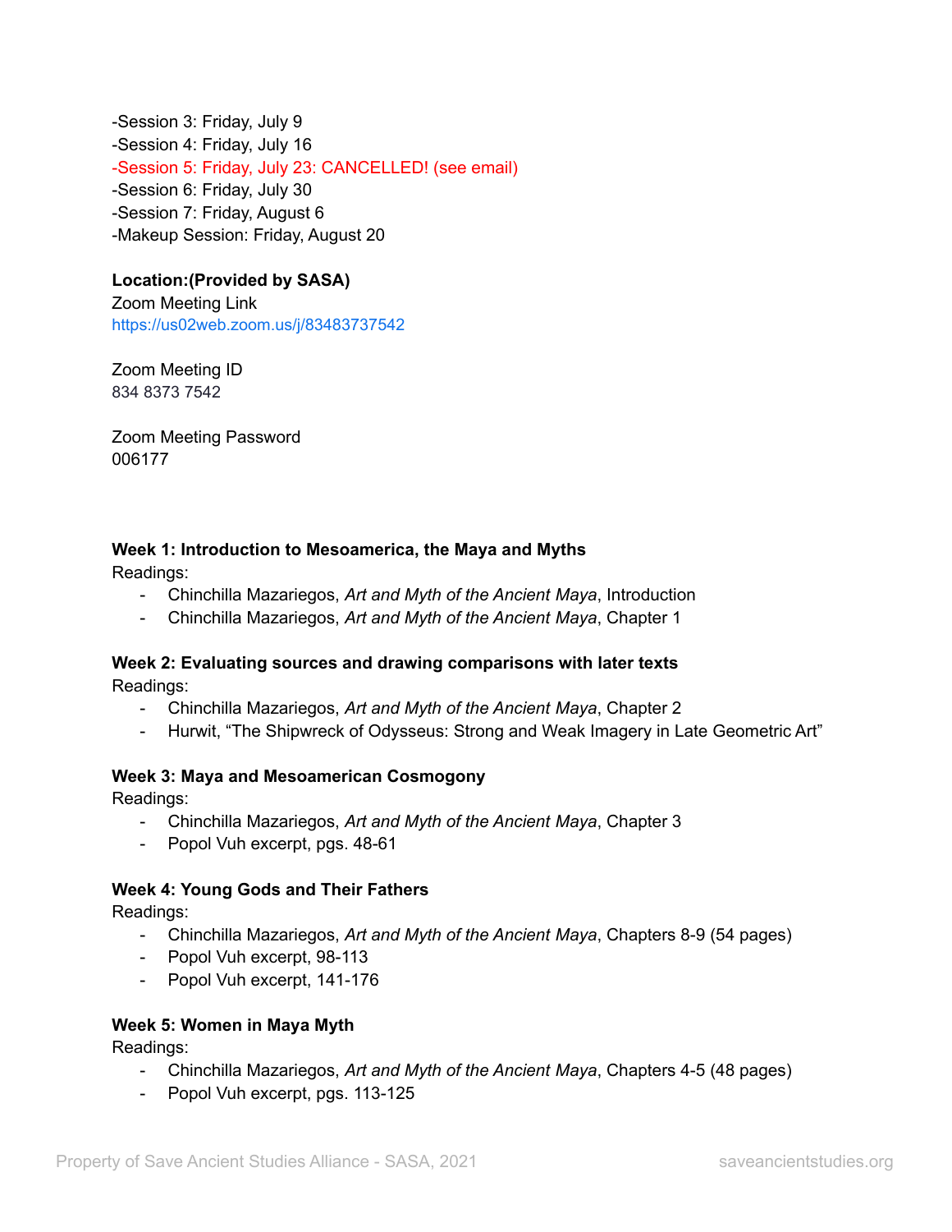-Session 3: Friday, July 9
-Session 4: Friday, July 16
-Session 5: Friday, July 23: CANCELLED! (see email)
-Session 6: Friday, July 30
-Session 7: Friday, August 6
-Makeup Session: Friday, August 20

**Location:(Provided by SASA)**
Zoom Meeting Link
https://us02web.zoom.us/j/83483737542

Zoom Meeting ID
834 8373 7542

Zoom Meeting Password
006177

**Week 1: Introduction to Mesoamerica, the Maya and Myths**
Readings:
- Chinchilla Mazariegos, *Art and Myth of the Ancient Maya*, Introduction
- Chinchilla Mazariegos, *Art and Myth of the Ancient Maya*, Chapter 1

**Week 2: Evaluating sources and drawing comparisons with later texts**
Readings:
- Chinchilla Mazariegos, *Art and Myth of the Ancient Maya*, Chapter 2
- Hurwit, "The Shipwreck of Odysseus: Strong and Weak Imagery in Late Geometric Art"

**Week 3: Maya and Mesoamerican Cosmogony**
Readings:
- Chinchilla Mazariegos, *Art and Myth of the Ancient Maya*, Chapter 3
- Popol Vuh excerpt, pgs. 48-61

**Week 4: Young Gods and Their Fathers**
Readings:
- Chinchilla Mazariegos, *Art and Myth of the Ancient Maya*, Chapters 8-9 (54 pages)
- Popol Vuh excerpt, 98-113
- Popol Vuh excerpt, 141-176

**Week 5: Women in Maya Myth**
Readings:
- Chinchilla Mazariegos, *Art and Myth of the Ancient Maya*, Chapters 4-5 (48 pages)
- Popol Vuh excerpt, pgs. 113-125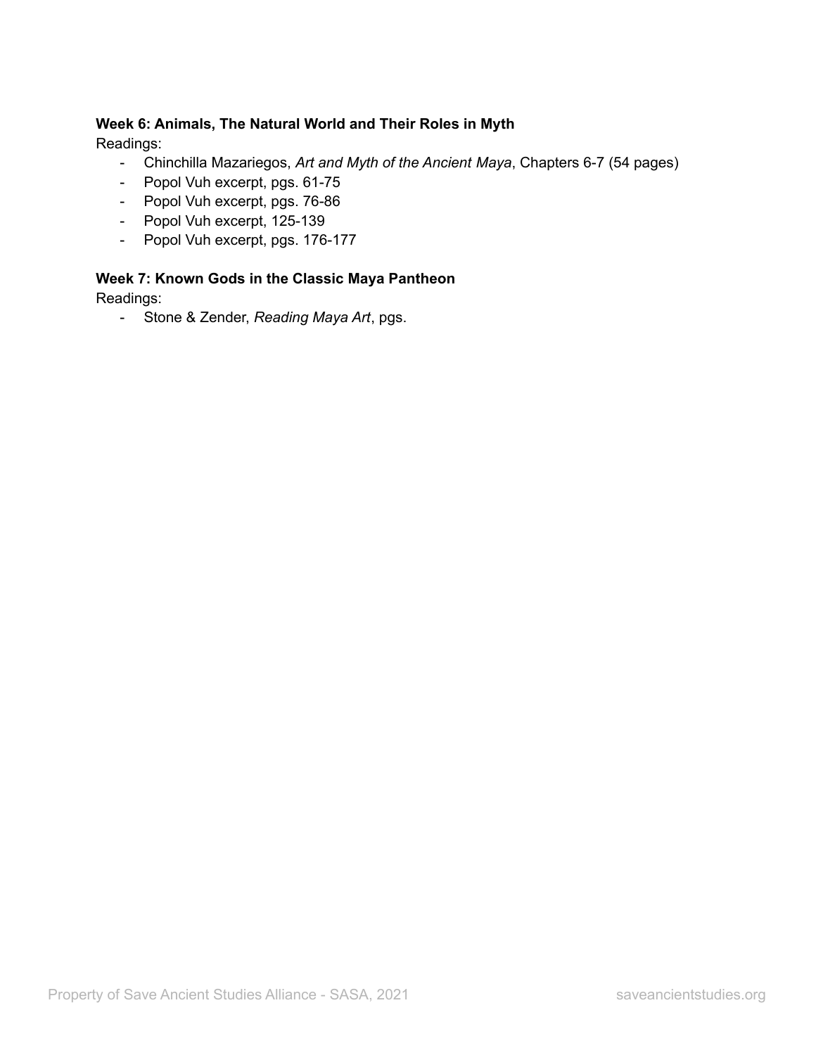**Week 6: Animals, The Natural World and Their Roles in Myth**

Readings:

- Chinchilla Mazariegos, *Art and Myth of the Ancient Maya*, Chapters 6-7 (54 pages)
- Popol Vuh excerpt, pgs. 61-75
- Popol Vuh excerpt, pgs. 76-86
- Popol Vuh excerpt, 125-139
- Popol Vuh excerpt, pgs. 176-177

**Week 7: Known Gods in the Classic Maya Pantheon**

Readings:

- Stone & Zender, *Reading Maya Art*, pgs.